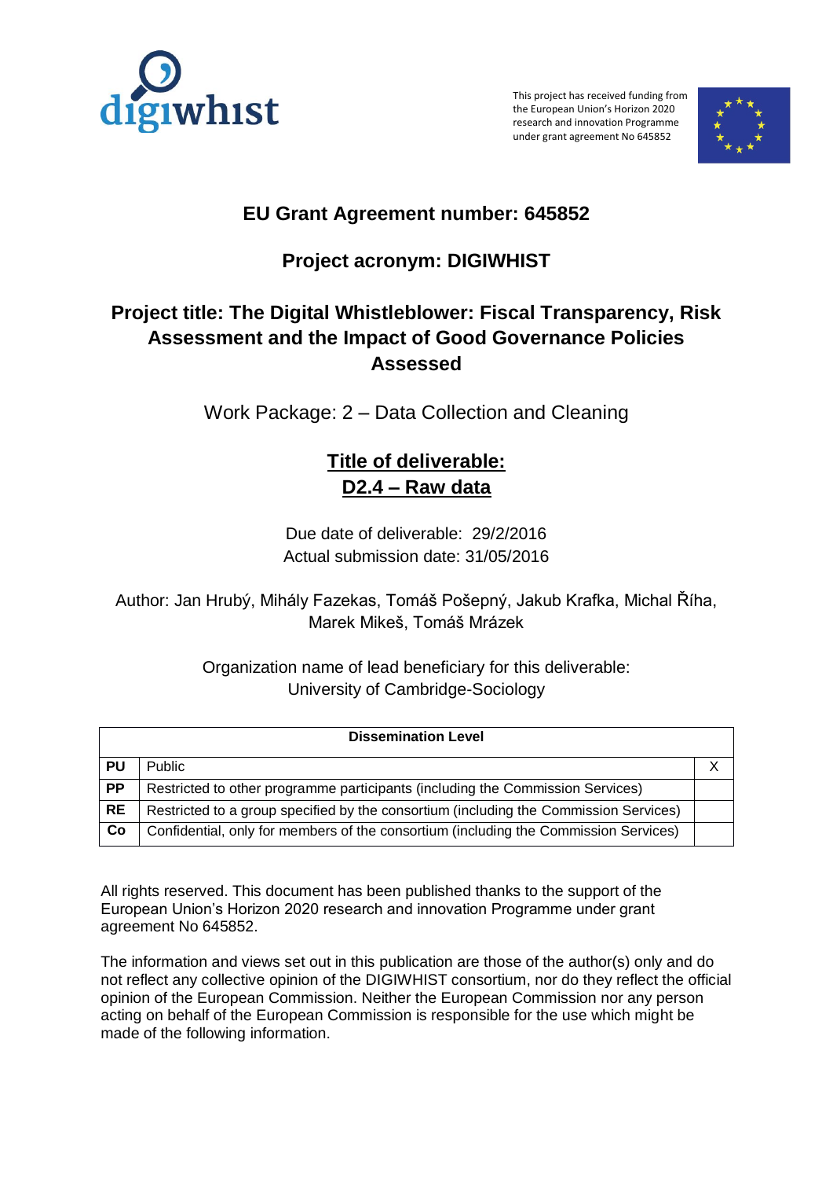This project has received funding from the European Union's Horizon 2020 research and innovation Programme under grant agreement No 645852

## EU Grant Agreement number: 645852

## Project acronym: DIGIWHIST

## Project title: The Digital Whistleblower: Fiscal Transparency, Risk Assessment and the Impact of Good Governance Policies Assessed

Work Package: 2 – Data Collection and Cleaning

# Title of deliverable: D2.4 – Raw data

Due date of deliverable: 29/2/2016
Actual submission date: 31/05/2016

Author: Jan Hrubý, Mihály Fazekas, Tomáš Pošepný, Jakub Krafka, Michal Říha, Marek Mikeš, Tomáš Mrázek

Organization name of lead beneficiary for this deliverable:
University of Cambridge-Sociology

| Dissemination Level | | |
|---|---|---|
| PU | Public | X |
| PP | Restricted to other programme participants (including the Commission Services) | |
| RE | Restricted to a group specified by the consortium (including the Commission Services) | |
| Co | Confidential, only for members of the consortium (including the Commission Services) | |

All rights reserved. This document has been published thanks to the support of the European Union's Horizon 2020 research and innovation Programme under grant agreement No 645852.

The information and views set out in this publication are those of the author(s) only and do not reflect any collective opinion of the DIGIWHIST consortium, nor do they reflect the official opinion of the European Commission. Neither the European Commission nor any person acting on behalf of the European Commission is responsible for the use which might be made of the following information.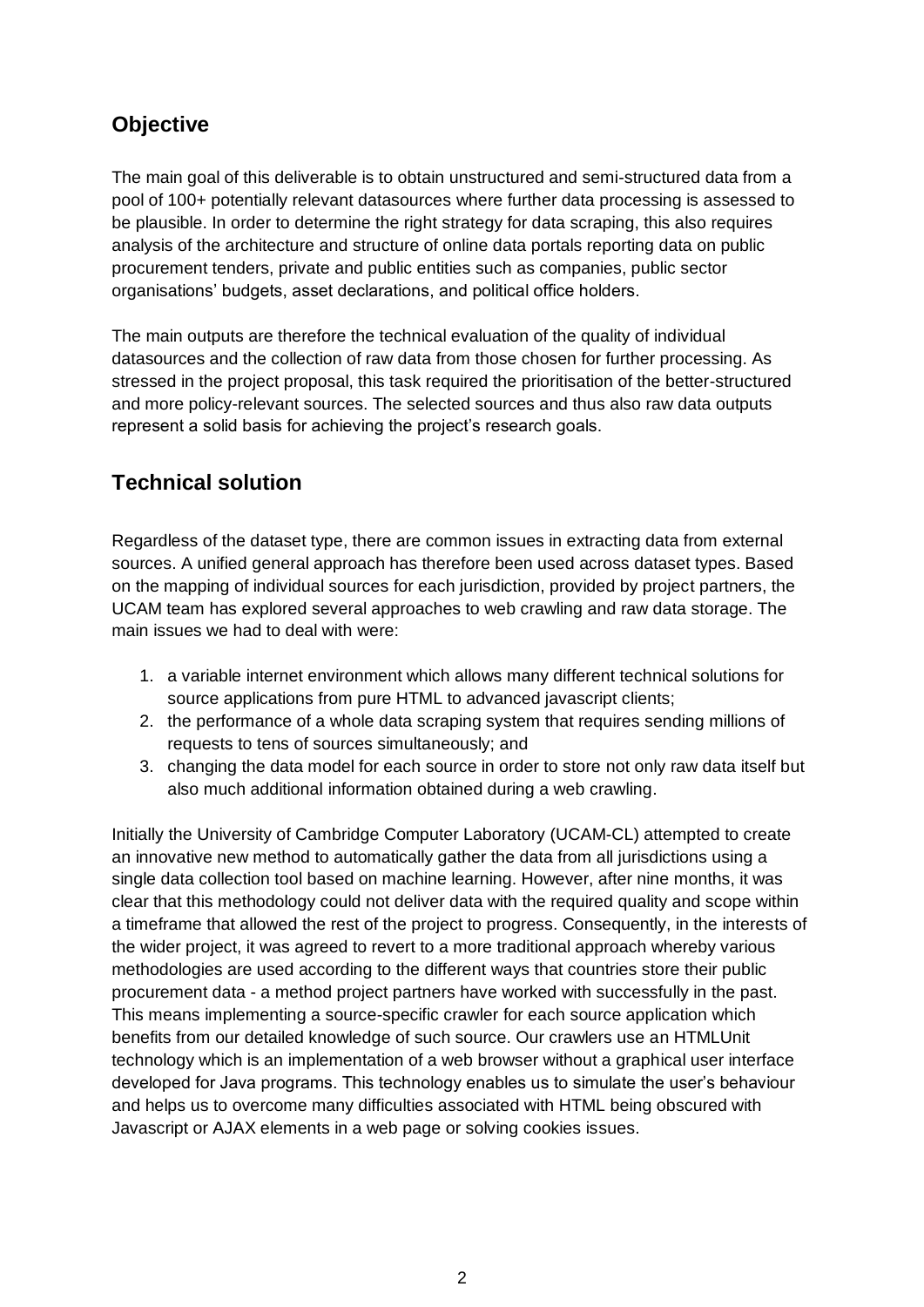## Objective

The main goal of this deliverable is to obtain unstructured and semi-structured data from a pool of 100+ potentially relevant datasources where further data processing is assessed to be plausible. In order to determine the right strategy for data scraping, this also requires analysis of the architecture and structure of online data portals reporting data on public procurement tenders, private and public entities such as companies, public sector organisations' budgets, asset declarations, and political office holders.

The main outputs are therefore the technical evaluation of the quality of individual datasources and the collection of raw data from those chosen for further processing. As stressed in the project proposal, this task required the prioritisation of the better-structured and more policy-relevant sources. The selected sources and thus also raw data outputs represent a solid basis for achieving the project's research goals.

## Technical solution

Regardless of the dataset type, there are common issues in extracting data from external sources. A unified general approach has therefore been used across dataset types. Based on the mapping of individual sources for each jurisdiction, provided by project partners, the UCAM team has explored several approaches to web crawling and raw data storage. The main issues we had to deal with were:

1. a variable internet environment which allows many different technical solutions for source applications from pure HTML to advanced javascript clients;
2. the performance of a whole data scraping system that requires sending millions of requests to tens of sources simultaneously; and
3. changing the data model for each source in order to store not only raw data itself but also much additional information obtained during a web crawling.

Initially the University of Cambridge Computer Laboratory (UCAM-CL) attempted to create an innovative new method to automatically gather the data from all jurisdictions using a single data collection tool based on machine learning. However, after nine months, it was clear that this methodology could not deliver data with the required quality and scope within a timeframe that allowed the rest of the project to progress. Consequently, in the interests of the wider project, it was agreed to revert to a more traditional approach whereby various methodologies are used according to the different ways that countries store their public procurement data - a method project partners have worked with successfully in the past. This means implementing a source-specific crawler for each source application which benefits from our detailed knowledge of such source. Our crawlers use an HTMLUnit technology which is an implementation of a web browser without a graphical user interface developed for Java programs. This technology enables us to simulate the user's behaviour and helps us to overcome many difficulties associated with HTML being obscured with Javascript or AJAX elements in a web page or solving cookies issues.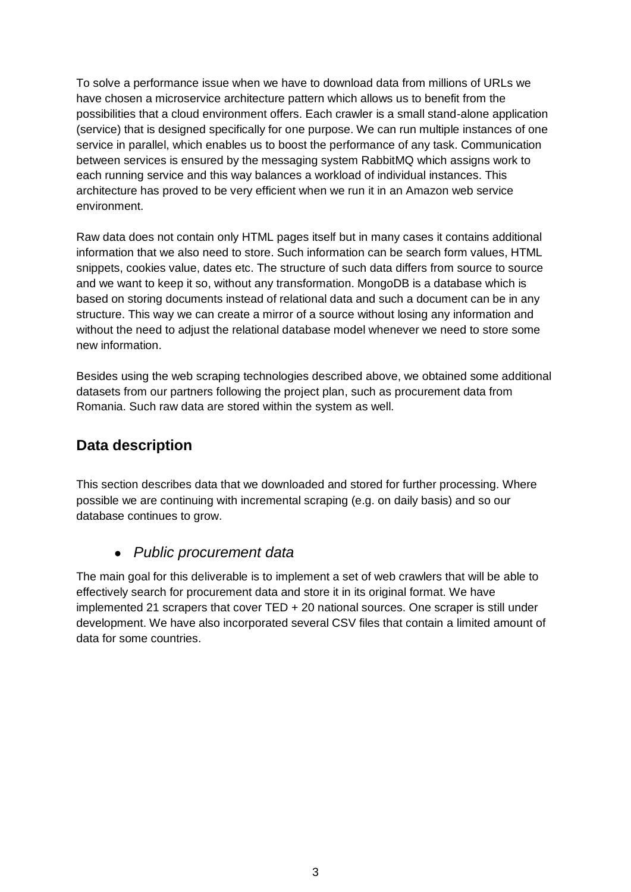To solve a performance issue when we have to download data from millions of URLs we have chosen a microservice architecture pattern which allows us to benefit from the possibilities that a cloud environment offers. Each crawler is a small stand-alone application (service) that is designed specifically for one purpose. We can run multiple instances of one service in parallel, which enables us to boost the performance of any task. Communication between services is ensured by the messaging system RabbitMQ which assigns work to each running service and this way balances a workload of individual instances. This architecture has proved to be very efficient when we run it in an Amazon web service environment.

Raw data does not contain only HTML pages itself but in many cases it contains additional information that we also need to store. Such information can be search form values, HTML snippets, cookies value, dates etc. The structure of such data differs from source to source and we want to keep it so, without any transformation. MongoDB is a database which is based on storing documents instead of relational data and such a document can be in any structure. This way we can create a mirror of a source without losing any information and without the need to adjust the relational database model whenever we need to store some new information.

Besides using the web scraping technologies described above, we obtained some additional datasets from our partners following the project plan, such as procurement data from Romania. Such raw data are stored within the system as well.

## Data description

This section describes data that we downloaded and stored for further processing. Where possible we are continuing with incremental scraping (e.g. on daily basis) and so our database continues to grow.

- *Public procurement data*

The main goal for this deliverable is to implement a set of web crawlers that will be able to effectively search for procurement data and store it in its original format. We have implemented 21 scrapers that cover TED + 20 national sources. One scraper is still under development. We have also incorporated several CSV files that contain a limited amount of data for some countries.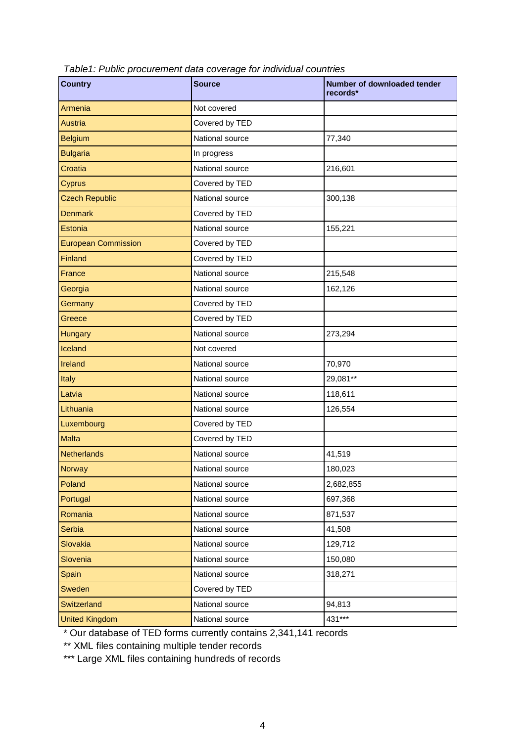*Table1: Public procurement data coverage for individual countries*

| Country | Source | Number of downloaded tender records* |
|---|---|---|
| Armenia | Not covered | |
| Austria | Covered by TED | |
| Belgium | National source | 77,340 |
| Bulgaria | In progress | |
| Croatia | National source | 216,601 |
| Cyprus | Covered by TED | |
| Czech Republic | National source | 300,138 |
| Denmark | Covered by TED | |
| Estonia | National source | 155,221 |
| European Commission | Covered by TED | |
| Finland | Covered by TED | |
| France | National source | 215,548 |
| Georgia | National source | 162,126 |
| Germany | Covered by TED | |
| Greece | Covered by TED | |
| Hungary | National source | 273,294 |
| Iceland | Not covered | |
| Ireland | National source | 70,970 |
| Italy | National source | 29,081** |
| Latvia | National source | 118,611 |
| Lithuania | National source | 126,554 |
| Luxembourg | Covered by TED | |
| Malta | Covered by TED | |
| Netherlands | National source | 41,519 |
| Norway | National source | 180,023 |
| Poland | National source | 2,682,855 |
| Portugal | National source | 697,368 |
| Romania | National source | 871,537 |
| Serbia | National source | 41,508 |
| Slovakia | National source | 129,712 |
| Slovenia | National source | 150,080 |
| Spain | National source | 318,271 |
| Sweden | Covered by TED | |
| Switzerland | National source | 94,813 |
| United Kingdom | National source | 431*** |

* Our database of TED forms currently contains 2,341,141 records

** XML files containing multiple tender records

*** Large XML files containing hundreds of records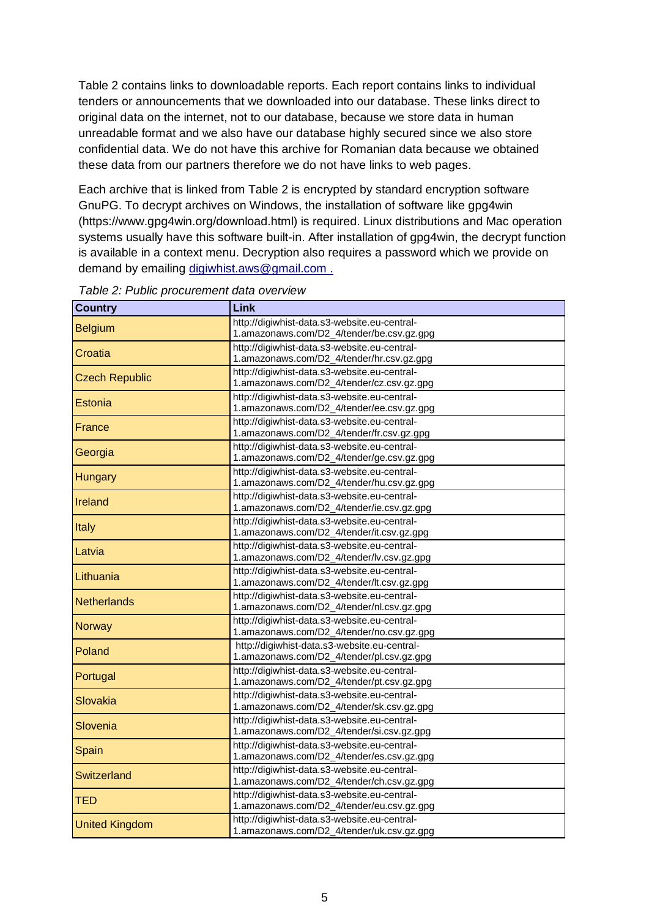Table 2 contains links to downloadable reports. Each report contains links to individual tenders or announcements that we downloaded into our database. These links direct to original data on the internet, not to our database, because we store data in human unreadable format and we also have our database highly secured since we also store confidential data. We do not have this archive for Romanian data because we obtained these data from our partners therefore we do not have links to web pages.

Each archive that is linked from Table 2 is encrypted by standard encryption software GnuPG. To decrypt archives on Windows, the installation of software like gpg4win (https://www.gpg4win.org/download.html) is required. Linux distributions and Mac operation systems usually have this software built-in. After installation of gpg4win, the decrypt function is available in a context menu. Decryption also requires a password which we provide on demand by emailing [digiwhist.aws@gmail.com .](mailto:digiwhist.aws@gmail.com)

*Table 2: Public procurement data overview*

| Country | Link |
|---|---|
| Belgium | http://digiwhist-data.s3-website.eu-central-1.amazonaws.com/D2_4/tender/be.csv.gz.gpg |
| Croatia | http://digiwhist-data.s3-website.eu-central-1.amazonaws.com/D2_4/tender/hr.csv.gz.gpg |
| Czech Republic | http://digiwhist-data.s3-website.eu-central-1.amazonaws.com/D2_4/tender/cz.csv.gz.gpg |
| Estonia | http://digiwhist-data.s3-website.eu-central-1.amazonaws.com/D2_4/tender/ee.csv.gz.gpg |
| France | http://digiwhist-data.s3-website.eu-central-1.amazonaws.com/D2_4/tender/fr.csv.gz.gpg |
| Georgia | http://digiwhist-data.s3-website.eu-central-1.amazonaws.com/D2_4/tender/ge.csv.gz.gpg |
| Hungary | http://digiwhist-data.s3-website.eu-central-1.amazonaws.com/D2_4/tender/hu.csv.gz.gpg |
| Ireland | http://digiwhist-data.s3-website.eu-central-1.amazonaws.com/D2_4/tender/ie.csv.gz.gpg |
| Italy | http://digiwhist-data.s3-website.eu-central-1.amazonaws.com/D2_4/tender/it.csv.gz.gpg |
| Latvia | http://digiwhist-data.s3-website.eu-central-1.amazonaws.com/D2_4/tender/lv.csv.gz.gpg |
| Lithuania | http://digiwhist-data.s3-website.eu-central-1.amazonaws.com/D2_4/tender/lt.csv.gz.gpg |
| Netherlands | http://digiwhist-data.s3-website.eu-central-1.amazonaws.com/D2_4/tender/nl.csv.gz.gpg |
| Norway | http://digiwhist-data.s3-website.eu-central-1.amazonaws.com/D2_4/tender/no.csv.gz.gpg |
| Poland | http://digiwhist-data.s3-website.eu-central-1.amazonaws.com/D2_4/tender/pl.csv.gz.gpg |
| Portugal | http://digiwhist-data.s3-website.eu-central-1.amazonaws.com/D2_4/tender/pt.csv.gz.gpg |
| Slovakia | http://digiwhist-data.s3-website.eu-central-1.amazonaws.com/D2_4/tender/sk.csv.gz.gpg |
| Slovenia | http://digiwhist-data.s3-website.eu-central-1.amazonaws.com/D2_4/tender/si.csv.gz.gpg |
| Spain | http://digiwhist-data.s3-website.eu-central-1.amazonaws.com/D2_4/tender/es.csv.gz.gpg |
| Switzerland | http://digiwhist-data.s3-website.eu-central-1.amazonaws.com/D2_4/tender/ch.csv.gz.gpg |
| TED | http://digiwhist-data.s3-website.eu-central-1.amazonaws.com/D2_4/tender/eu.csv.gz.gpg |
| United Kingdom | http://digiwhist-data.s3-website.eu-central-1.amazonaws.com/D2_4/tender/uk.csv.gz.gpg |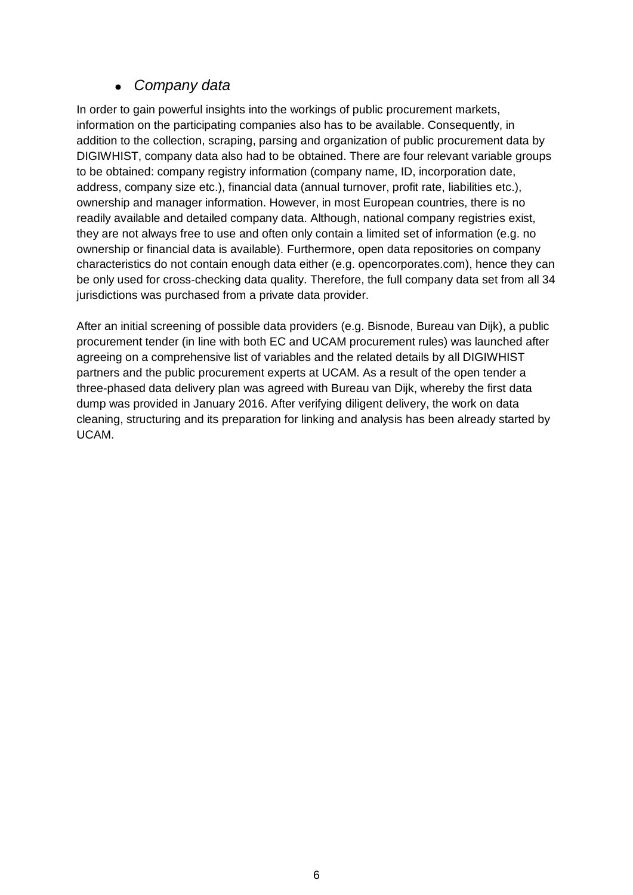- *Company data*

In order to gain powerful insights into the workings of public procurement markets, information on the participating companies also has to be available. Consequently, in addition to the collection, scraping, parsing and organization of public procurement data by DIGIWHIST, company data also had to be obtained. There are four relevant variable groups to be obtained: company registry information (company name, ID, incorporation date, address, company size etc.), financial data (annual turnover, profit rate, liabilities etc.), ownership and manager information. However, in most European countries, there is no readily available and detailed company data. Although, national company registries exist, they are not always free to use and often only contain a limited set of information (e.g. no ownership or financial data is available). Furthermore, open data repositories on company characteristics do not contain enough data either (e.g. opencorporates.com), hence they can be only used for cross-checking data quality. Therefore, the full company data set from all 34 jurisdictions was purchased from a private data provider.

After an initial screening of possible data providers (e.g. Bisnode, Bureau van Dijk), a public procurement tender (in line with both EC and UCAM procurement rules) was launched after agreeing on a comprehensive list of variables and the related details by all DIGIWHIST partners and the public procurement experts at UCAM. As a result of the open tender a three-phased data delivery plan was agreed with Bureau van Dijk, whereby the first data dump was provided in January 2016. After verifying diligent delivery, the work on data cleaning, structuring and its preparation for linking and analysis has been already started by UCAM.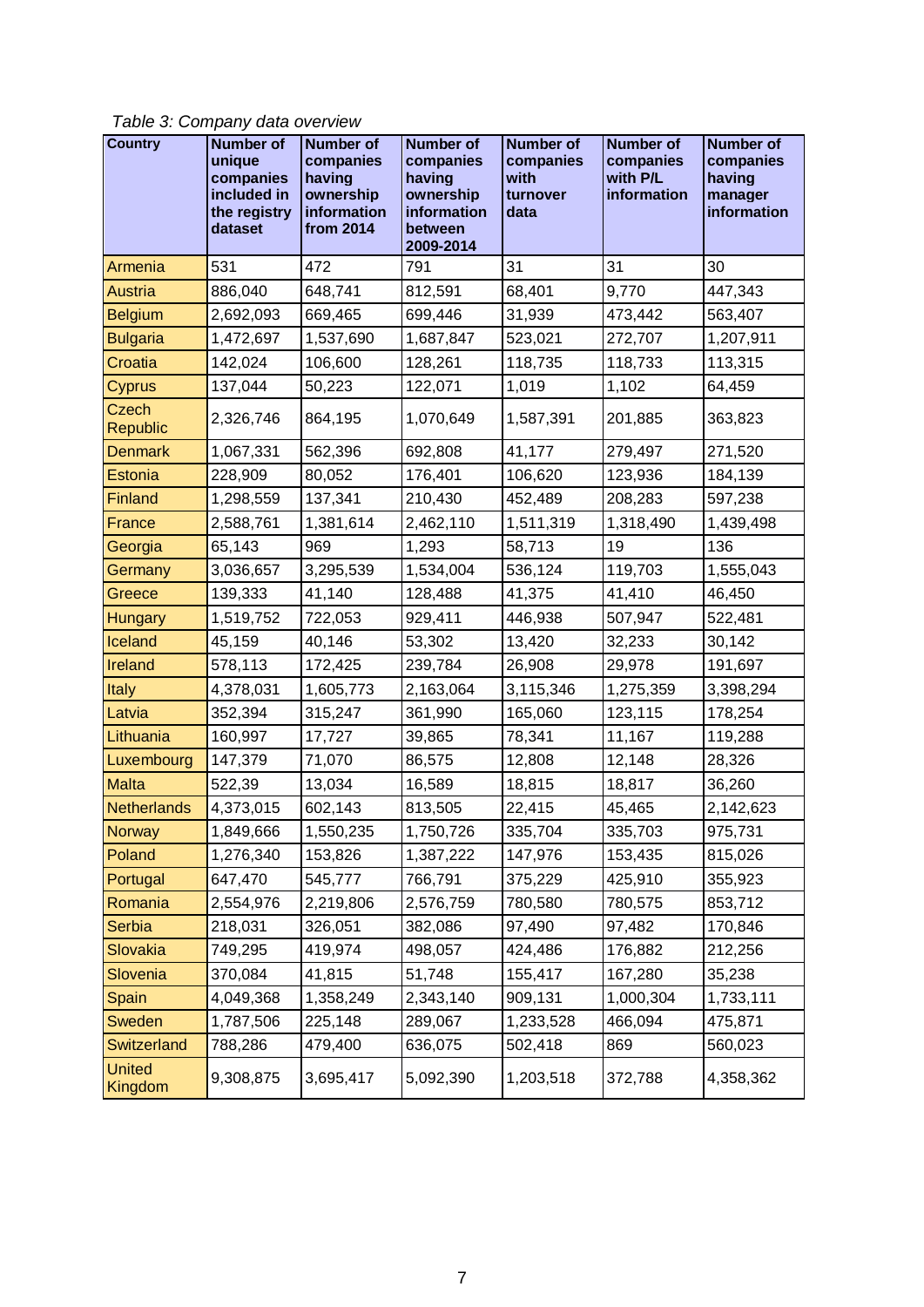*Table 3: Company data overview*

| Country | Number of unique companies included in the registry dataset | Number of companies having ownership information from 2014 | Number of companies having ownership information between 2009-2014 | Number of companies with turnover data | Number of companies with P/L information | Number of companies having manager information |
|---|---|---|---|---|---|---|
| Armenia | 531 | 472 | 791 | 31 | 31 | 30 |
| Austria | 886,040 | 648,741 | 812,591 | 68,401 | 9,770 | 447,343 |
| Belgium | 2,692,093 | 669,465 | 699,446 | 31,939 | 473,442 | 563,407 |
| Bulgaria | 1,472,697 | 1,537,690 | 1,687,847 | 523,021 | 272,707 | 1,207,911 |
| Croatia | 142,024 | 106,600 | 128,261 | 118,735 | 118,733 | 113,315 |
| Cyprus | 137,044 | 50,223 | 122,071 | 1,019 | 1,102 | 64,459 |
| Czech Republic | 2,326,746 | 864,195 | 1,070,649 | 1,587,391 | 201,885 | 363,823 |
| Denmark | 1,067,331 | 562,396 | 692,808 | 41,177 | 279,497 | 271,520 |
| Estonia | 228,909 | 80,052 | 176,401 | 106,620 | 123,936 | 184,139 |
| Finland | 1,298,559 | 137,341 | 210,430 | 452,489 | 208,283 | 597,238 |
| France | 2,588,761 | 1,381,614 | 2,462,110 | 1,511,319 | 1,318,490 | 1,439,498 |
| Georgia | 65,143 | 969 | 1,293 | 58,713 | 19 | 136 |
| Germany | 3,036,657 | 3,295,539 | 1,534,004 | 536,124 | 119,703 | 1,555,043 |
| Greece | 139,333 | 41,140 | 128,488 | 41,375 | 41,410 | 46,450 |
| Hungary | 1,519,752 | 722,053 | 929,411 | 446,938 | 507,947 | 522,481 |
| Iceland | 45,159 | 40,146 | 53,302 | 13,420 | 32,233 | 30,142 |
| Ireland | 578,113 | 172,425 | 239,784 | 26,908 | 29,978 | 191,697 |
| Italy | 4,378,031 | 1,605,773 | 2,163,064 | 3,115,346 | 1,275,359 | 3,398,294 |
| Latvia | 352,394 | 315,247 | 361,990 | 165,060 | 123,115 | 178,254 |
| Lithuania | 160,997 | 17,727 | 39,865 | 78,341 | 11,167 | 119,288 |
| Luxembourg | 147,379 | 71,070 | 86,575 | 12,808 | 12,148 | 28,326 |
| Malta | 522,39 | 13,034 | 16,589 | 18,815 | 18,817 | 36,260 |
| Netherlands | 4,373,015 | 602,143 | 813,505 | 22,415 | 45,465 | 2,142,623 |
| Norway | 1,849,666 | 1,550,235 | 1,750,726 | 335,704 | 335,703 | 975,731 |
| Poland | 1,276,340 | 153,826 | 1,387,222 | 147,976 | 153,435 | 815,026 |
| Portugal | 647,470 | 545,777 | 766,791 | 375,229 | 425,910 | 355,923 |
| Romania | 2,554,976 | 2,219,806 | 2,576,759 | 780,580 | 780,575 | 853,712 |
| Serbia | 218,031 | 326,051 | 382,086 | 97,490 | 97,482 | 170,846 |
| Slovakia | 749,295 | 419,974 | 498,057 | 424,486 | 176,882 | 212,256 |
| Slovenia | 370,084 | 41,815 | 51,748 | 155,417 | 167,280 | 35,238 |
| Spain | 4,049,368 | 1,358,249 | 2,343,140 | 909,131 | 1,000,304 | 1,733,111 |
| Sweden | 1,787,506 | 225,148 | 289,067 | 1,233,528 | 466,094 | 475,871 |
| Switzerland | 788,286 | 479,400 | 636,075 | 502,418 | 869 | 560,023 |
| United Kingdom | 9,308,875 | 3,695,417 | 5,092,390 | 1,203,518 | 372,788 | 4,358,362 |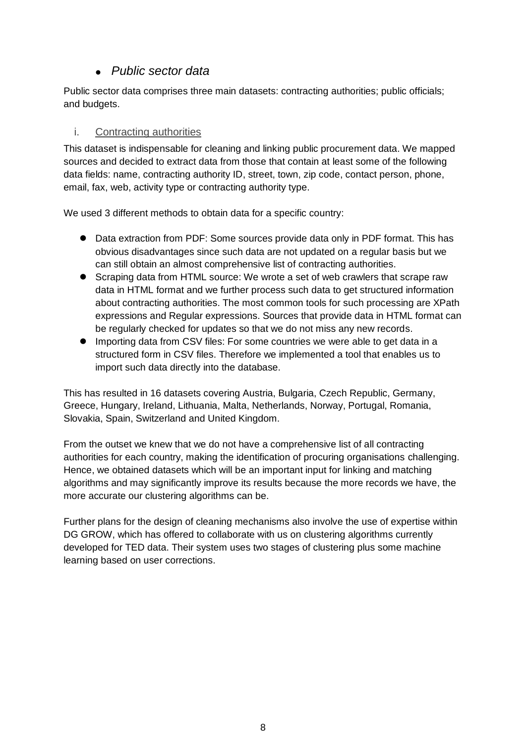- *Public sector data*

Public sector data comprises three main datasets: contracting authorities; public officials; and budgets.

i. Contracting authorities

This dataset is indispensable for cleaning and linking public procurement data. We mapped sources and decided to extract data from those that contain at least some of the following data fields: name, contracting authority ID, street, town, zip code, contact person, phone, email, fax, web, activity type or contracting authority type.

We used 3 different methods to obtain data for a specific country:

- Data extraction from PDF: Some sources provide data only in PDF format. This has obvious disadvantages since such data are not updated on a regular basis but we can still obtain an almost comprehensive list of contracting authorities.
- Scraping data from HTML source: We wrote a set of web crawlers that scrape raw data in HTML format and we further process such data to get structured information about contracting authorities. The most common tools for such processing are XPath expressions and Regular expressions. Sources that provide data in HTML format can be regularly checked for updates so that we do not miss any new records.
- Importing data from CSV files: For some countries we were able to get data in a structured form in CSV files. Therefore we implemented a tool that enables us to import such data directly into the database.

This has resulted in 16 datasets covering Austria, Bulgaria, Czech Republic, Germany, Greece, Hungary, Ireland, Lithuania, Malta, Netherlands, Norway, Portugal, Romania, Slovakia, Spain, Switzerland and United Kingdom.

From the outset we knew that we do not have a comprehensive list of all contracting authorities for each country, making the identification of procuring organisations challenging. Hence, we obtained datasets which will be an important input for linking and matching algorithms and may significantly improve its results because the more records we have, the more accurate our clustering algorithms can be.

Further plans for the design of cleaning mechanisms also involve the use of expertise within DG GROW, which has offered to collaborate with us on clustering algorithms currently developed for TED data. Their system uses two stages of clustering plus some machine learning based on user corrections.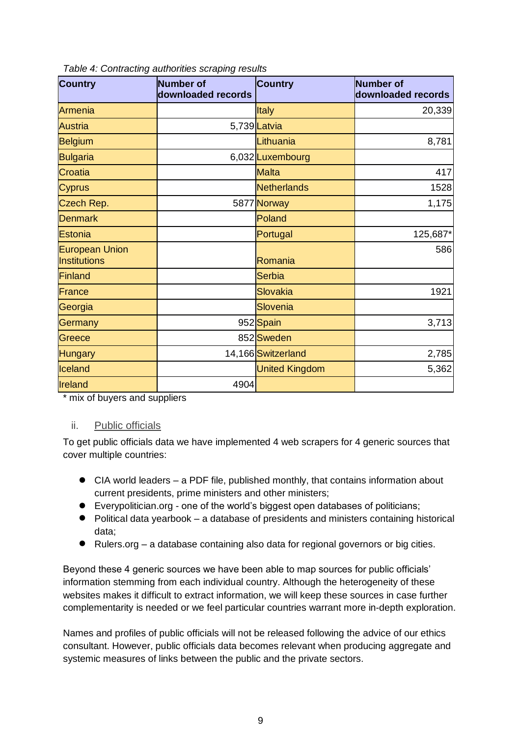*Table 4: Contracting authorities scraping results*

| Country | Number of downloaded records | Country | Number of downloaded records |
|---|---|---|---|
| Armenia | | Italy | 20,339 |
| Austria | 5,739 | Latvia | |
| Belgium | | Lithuania | 8,781 |
| Bulgaria | 6,032 | Luxembourg | |
| Croatia | | Malta | 417 |
| Cyprus | | Netherlands | 1528 |
| Czech Rep. | 5877 | Norway | 1,175 |
| Denmark | | Poland | |
| Estonia | | Portugal | 125,687* |
| European Union Institutions | | Romania | 586 |
| Finland | | Serbia | |
| France | | Slovakia | 1921 |
| Georgia | | Slovenia | |
| Germany | 952 | Spain | 3,713 |
| Greece | 852 | Sweden | |
| Hungary | 14,166 | Switzerland | 2,785 |
| Iceland | | United Kingdom | 5,362 |
| Ireland | 4904 | | |

\* mix of buyers and suppliers

### ii. Public officials

To get public officials data we have implemented 4 web scrapers for 4 generic sources that cover multiple countries:

- CIA world leaders – a PDF file, published monthly, that contains information about current presidents, prime ministers and other ministers;
- Everypolitician.org - one of the world's biggest open databases of politicians;
- Political data yearbook – a database of presidents and ministers containing historical data;
- Rulers.org – a database containing also data for regional governors or big cities.

Beyond these 4 generic sources we have been able to map sources for public officials' information stemming from each individual country. Although the heterogeneity of these websites makes it difficult to extract information, we will keep these sources in case further complementarity is needed or we feel particular countries warrant more in-depth exploration.

Names and profiles of public officials will not be released following the advice of our ethics consultant. However, public officials data becomes relevant when producing aggregate and systemic measures of links between the public and the private sectors.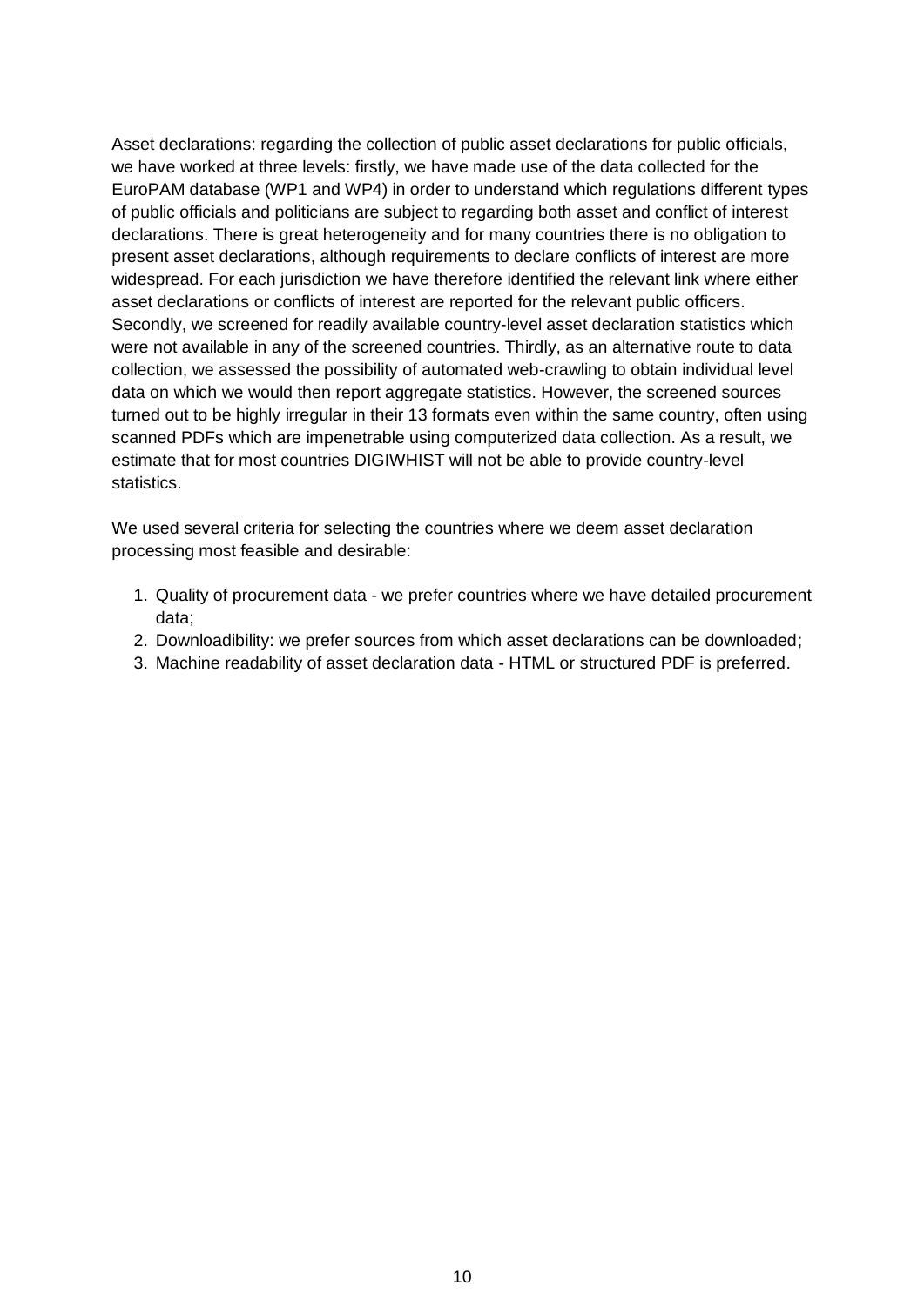Asset declarations: regarding the collection of public asset declarations for public officials, we have worked at three levels: firstly, we have made use of the data collected for the EuroPAM database (WP1 and WP4) in order to understand which regulations different types of public officials and politicians are subject to regarding both asset and conflict of interest declarations. There is great heterogeneity and for many countries there is no obligation to present asset declarations, although requirements to declare conflicts of interest are more widespread. For each jurisdiction we have therefore identified the relevant link where either asset declarations or conflicts of interest are reported for the relevant public officers. Secondly, we screened for readily available country-level asset declaration statistics which were not available in any of the screened countries. Thirdly, as an alternative route to data collection, we assessed the possibility of automated web-crawling to obtain individual level data on which we would then report aggregate statistics. However, the screened sources turned out to be highly irregular in their 13 formats even within the same country, often using scanned PDFs which are impenetrable using computerized data collection. As a result, we estimate that for most countries DIGIWHIST will not be able to provide country-level statistics.

We used several criteria for selecting the countries where we deem asset declaration processing most feasible and desirable:

1. Quality of procurement data - we prefer countries where we have detailed procurement data;
2. Downloadibility: we prefer sources from which asset declarations can be downloaded;
3. Machine readability of asset declaration data - HTML or structured PDF is preferred.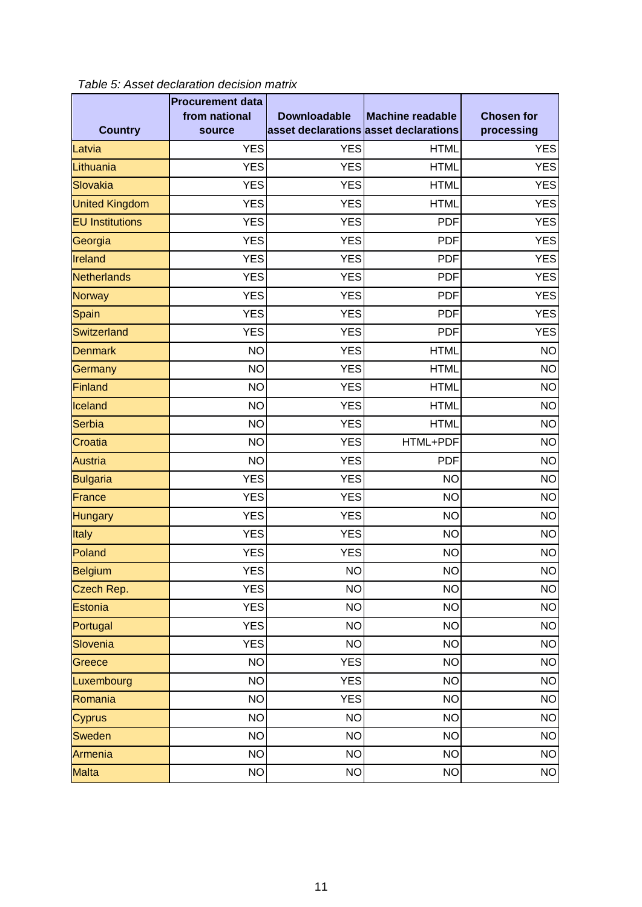*Table 5: Asset declaration decision matrix*

| Country | Procurement data from national source | Downloadable asset declarations | Machine readable asset declarations | Chosen for processing |
|---|---|---|---|---|
| Latvia | YES | YES | HTML | YES |
| Lithuania | YES | YES | HTML | YES |
| Slovakia | YES | YES | HTML | YES |
| United Kingdom | YES | YES | HTML | YES |
| EU Institutions | YES | YES | PDF | YES |
| Georgia | YES | YES | PDF | YES |
| Ireland | YES | YES | PDF | YES |
| Netherlands | YES | YES | PDF | YES |
| Norway | YES | YES | PDF | YES |
| Spain | YES | YES | PDF | YES |
| Switzerland | YES | YES | PDF | YES |
| Denmark | NO | YES | HTML | NO |
| Germany | NO | YES | HTML | NO |
| Finland | NO | YES | HTML | NO |
| Iceland | NO | YES | HTML | NO |
| Serbia | NO | YES | HTML | NO |
| Croatia | NO | YES | HTML+PDF | NO |
| Austria | NO | YES | PDF | NO |
| Bulgaria | YES | YES | NO | NO |
| France | YES | YES | NO | NO |
| Hungary | YES | YES | NO | NO |
| Italy | YES | YES | NO | NO |
| Poland | YES | YES | NO | NO |
| Belgium | YES | NO | NO | NO |
| Czech Rep. | YES | NO | NO | NO |
| Estonia | YES | NO | NO | NO |
| Portugal | YES | NO | NO | NO |
| Slovenia | YES | NO | NO | NO |
| Greece | NO | YES | NO | NO |
| Luxembourg | NO | YES | NO | NO |
| Romania | NO | YES | NO | NO |
| Cyprus | NO | NO | NO | NO |
| Sweden | NO | NO | NO | NO |
| Armenia | NO | NO | NO | NO |
| Malta | NO | NO | NO | NO |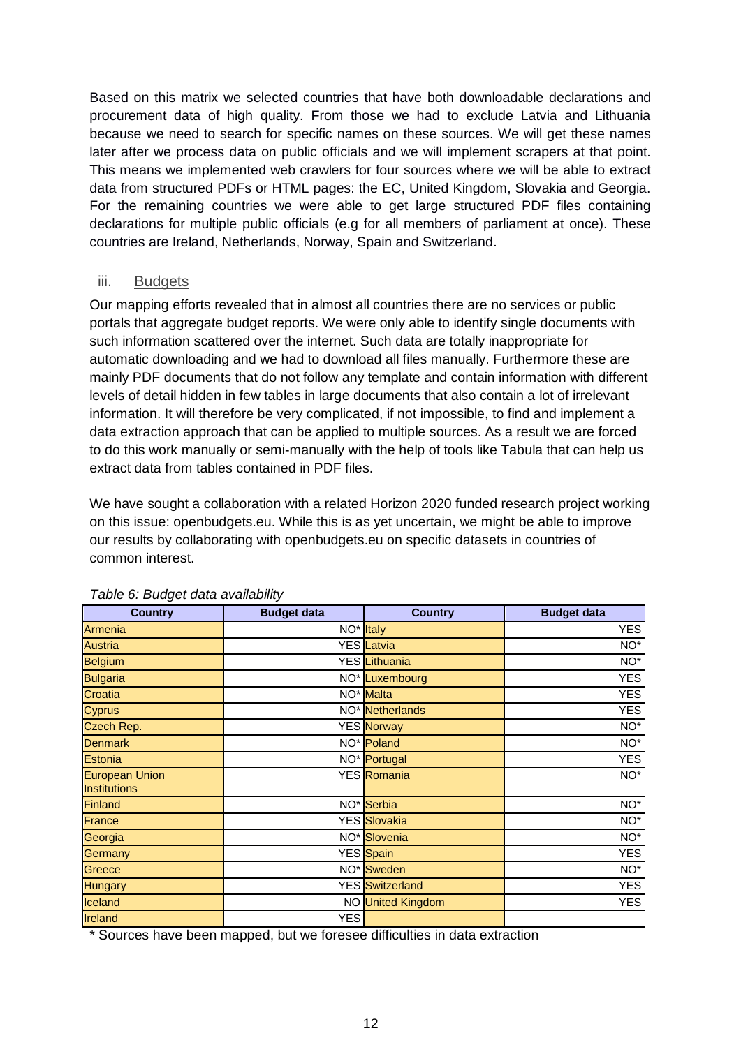Based on this matrix we selected countries that have both downloadable declarations and procurement data of high quality. From those we had to exclude Latvia and Lithuania because we need to search for specific names on these sources. We will get these names later after we process data on public officials and we will implement scrapers at that point. This means we implemented web crawlers for four sources where we will be able to extract data from structured PDFs or HTML pages: the EC, United Kingdom, Slovakia and Georgia. For the remaining countries we were able to get large structured PDF files containing declarations for multiple public officials (e.g for all members of parliament at once). These countries are Ireland, Netherlands, Norway, Spain and Switzerland.

### iii. Budgets

Our mapping efforts revealed that in almost all countries there are no services or public portals that aggregate budget reports. We were only able to identify single documents with such information scattered over the internet. Such data are totally inappropriate for automatic downloading and we had to download all files manually. Furthermore these are mainly PDF documents that do not follow any template and contain information with different levels of detail hidden in few tables in large documents that also contain a lot of irrelevant information. It will therefore be very complicated, if not impossible, to find and implement a data extraction approach that can be applied to multiple sources. As a result we are forced to do this work manually or semi-manually with the help of tools like Tabula that can help us extract data from tables contained in PDF files.

We have sought a collaboration with a related Horizon 2020 funded research project working on this issue: openbudgets.eu. While this is as yet uncertain, we might be able to improve our results by collaborating with openbudgets.eu on specific datasets in countries of common interest.

*Table 6: Budget data availability*

| Country | Budget data | Country | Budget data |
|---|---|---|---|
| Armenia | NO* | Italy | YES |
| Austria | YES | Latvia | NO* |
| Belgium | YES | Lithuania | NO* |
| Bulgaria | NO* | Luxembourg | YES |
| Croatia | NO* | Malta | YES |
| Cyprus | NO* | Netherlands | YES |
| Czech Rep. | YES | Norway | NO* |
| Denmark | NO* | Poland | NO* |
| Estonia | NO* | Portugal | YES |
| European Union Institutions | YES | Romania | NO* |
| Finland | NO* | Serbia | NO* |
| France | YES | Slovakia | NO* |
| Georgia | NO* | Slovenia | NO* |
| Germany | YES | Spain | YES |
| Greece | NO* | Sweden | NO* |
| Hungary | YES | Switzerland | YES |
| Iceland | NO | United Kingdom | YES |
| Ireland | YES | | |

\* Sources have been mapped, but we foresee difficulties in data extraction